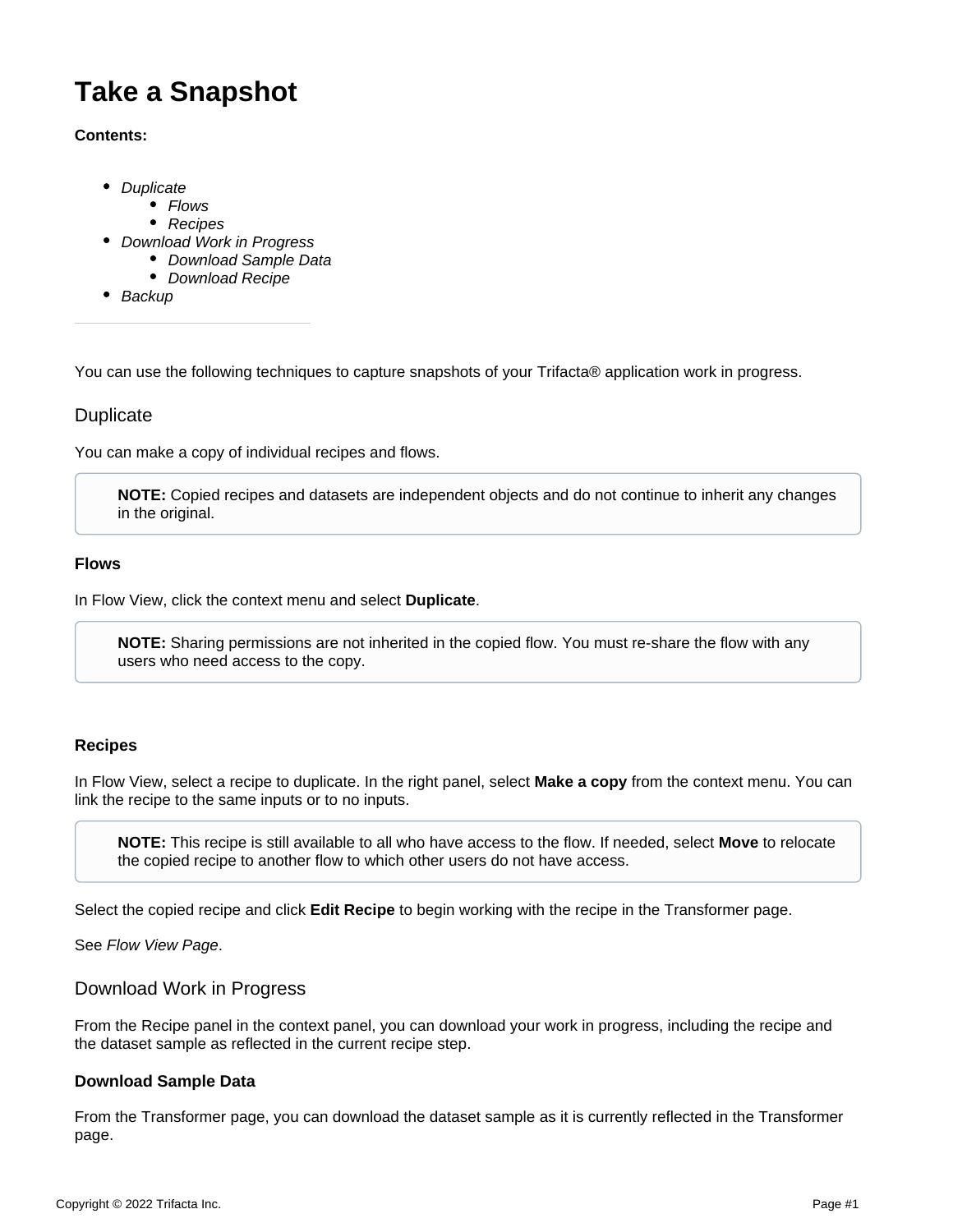# Take a Snapshot

**Contents:**

- *Duplicate*
  - *Flows*
  - *Recipes*
- *Download Work in Progress*
  - *Download Sample Data*
  - *Download Recipe*
- *Backup*

---

You can use the following techniques to capture snapshots of your Trifacta® application work in progress.

## Duplicate

You can make a copy of individual recipes and flows.

> **NOTE:** Copied recipes and datasets are independent objects and do not continue to inherit any changes in the original.

### Flows

In Flow View, click the context menu and select **Duplicate**.

> **NOTE:** Sharing permissions are not inherited in the copied flow. You must re-share the flow with any users who need access to the copy.

### Recipes

In Flow View, select a recipe to duplicate. In the right panel, select **Make a copy** from the context menu. You can link the recipe to the same inputs or to no inputs.

> **NOTE:** This recipe is still available to all who have access to the flow. If needed, select **Move** to relocate the copied recipe to another flow to which other users do not have access.

Select the copied recipe and click **Edit Recipe** to begin working with the recipe in the Transformer page.

See *Flow View Page*.

## Download Work in Progress

From the Recipe panel in the context panel, you can download your work in progress, including the recipe and the dataset sample as reflected in the current recipe step.

### Download Sample Data

From the Transformer page, you can download the dataset sample as it is currently reflected in the Transformer page.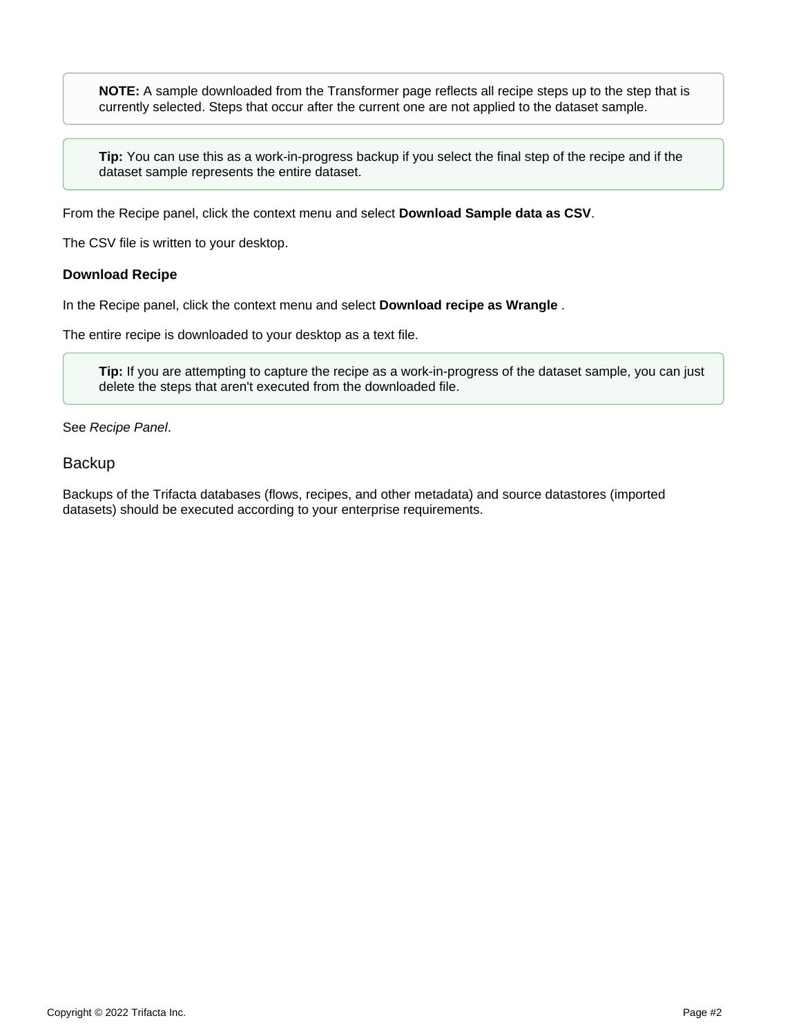> **NOTE:** A sample downloaded from the Transformer page reflects all recipe steps up to the step that is currently selected. Steps that occur after the current one are not applied to the dataset sample.

> **Tip:** You can use this as a work-in-progress backup if you select the final step of the recipe and if the dataset sample represents the entire dataset.

From the Recipe panel, click the context menu and select **Download Sample data as CSV**.

The CSV file is written to your desktop.

#### Download Recipe

In the Recipe panel, click the context menu and select **Download recipe as Wrangle** .

The entire recipe is downloaded to your desktop as a text file.

> **Tip:** If you are attempting to capture the recipe as a work-in-progress of the dataset sample, you can just delete the steps that aren't executed from the downloaded file.

See *Recipe Panel*.

## Backup

Backups of the Trifacta databases (flows, recipes, and other metadata) and source datastores (imported datasets) should be executed according to your enterprise requirements.